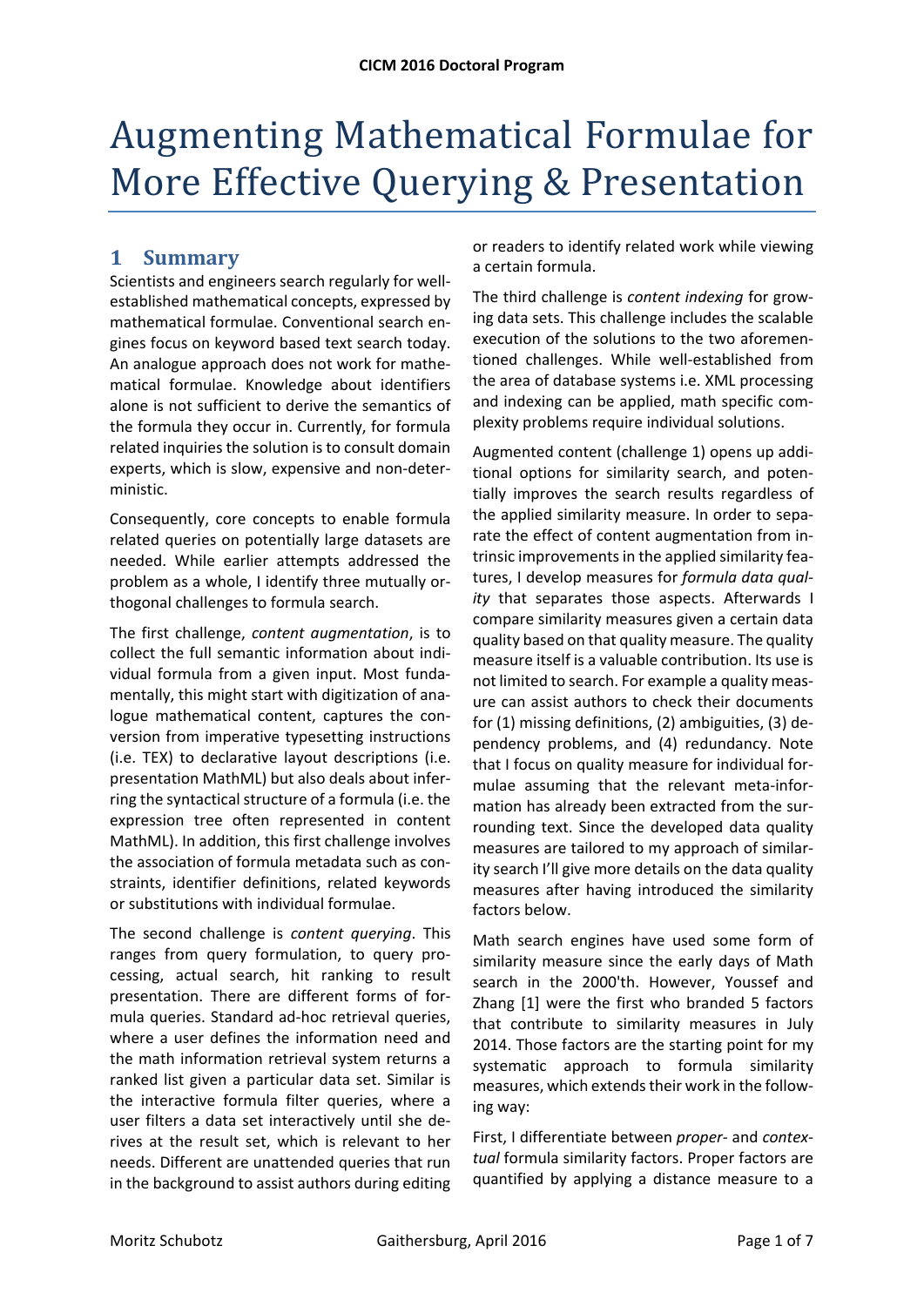# Augmenting Mathematical Formulae for More Effective Querying & Presentation

## 1 Summary

Scientists and engineers search regularly for well-established mathematical concepts, expressed by mathematical formulae. Conventional search engines focus on keyword based text search today. An analogue approach does not work for mathematical formulae. Knowledge about identifiers alone is not sufficient to derive the semantics of the formula they occur in. Currently, for formula related inquiries the solution is to consult domain experts, which is slow, expensive and non-deterministic.

Consequently, core concepts to enable formula related queries on potentially large datasets are needed. While earlier attempts addressed the problem as a whole, I identify three mutually orthogonal challenges to formula search.

The first challenge, *content augmentation*, is to collect the full semantic information about individual formula from a given input. Most fundamentally, this might start with digitization of analogue mathematical content, captures the conversion from imperative typesetting instructions (i.e. TEX) to declarative layout descriptions (i.e. presentation MathML) but also deals about inferring the syntactical structure of a formula (i.e. the expression tree often represented in content MathML). In addition, this first challenge involves the association of formula metadata such as constraints, identifier definitions, related keywords or substitutions with individual formulae.

The second challenge is *content querying*. This ranges from query formulation, to query processing, actual search, hit ranking to result presentation. There are different forms of formula queries. Standard ad-hoc retrieval queries, where a user defines the information need and the math information retrieval system returns a ranked list given a particular data set. Similar is the interactive formula filter queries, where a user filters a data set interactively until she derives at the result set, which is relevant to her needs. Different are unattended queries that run in the background to assist authors during editing or readers to identify related work while viewing a certain formula.

The third challenge is *content indexing* for growing data sets. This challenge includes the scalable execution of the solutions to the two aforementioned challenges. While well-established from the area of database systems i.e. XML processing and indexing can be applied, math specific complexity problems require individual solutions.

Augmented content (challenge 1) opens up additional options for similarity search, and potentially improves the search results regardless of the applied similarity measure. In order to separate the effect of content augmentation from intrinsic improvements in the applied similarity features, I develop measures for *formula data quality* that separates those aspects. Afterwards I compare similarity measures given a certain data quality based on that quality measure. The quality measure itself is a valuable contribution. Its use is not limited to search. For example a quality measure can assist authors to check their documents for (1) missing definitions, (2) ambiguities, (3) dependency problems, and (4) redundancy. Note that I focus on quality measure for individual formulae assuming that the relevant meta-information has already been extracted from the surrounding text. Since the developed data quality measures are tailored to my approach of similarity search I'll give more details on the data quality measures after having introduced the similarity factors below.

Math search engines have used some form of similarity measure since the early days of Math search in the 2000'th. However, Youssef and Zhang [1] were the first who branded 5 factors that contribute to similarity measures in July 2014. Those factors are the starting point for my systematic approach to formula similarity measures, which extends their work in the following way:

First, I differentiate between *proper-* and *contextual* formula similarity factors. Proper factors are quantified by applying a distance measure to a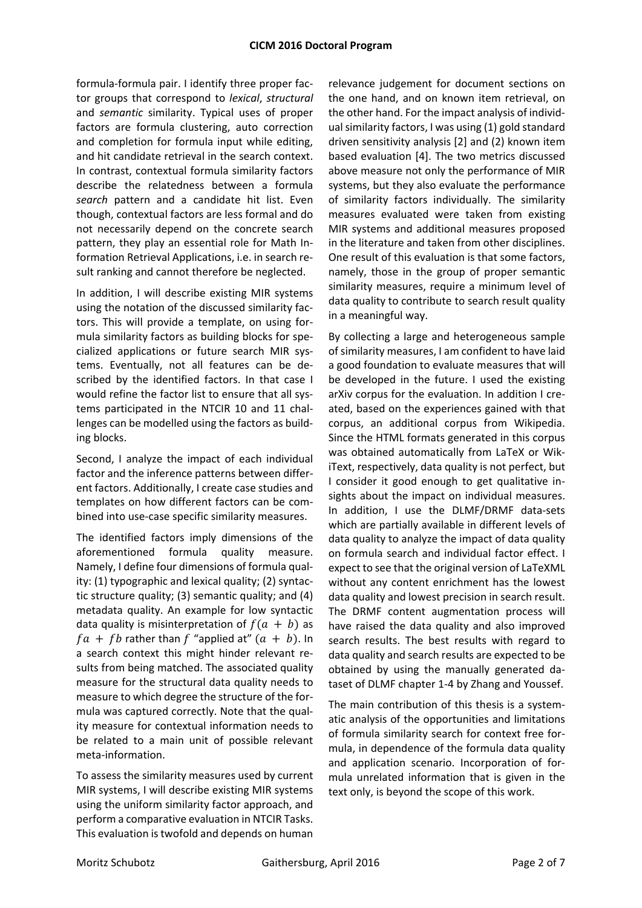formula-formula pair. I identify three proper factor groups that correspond to *lexical*, *structural* and *semantic* similarity. Typical uses of proper factors are formula clustering, auto correction and completion for formula input while editing, and hit candidate retrieval in the search context. In contrast, contextual formula similarity factors describe the relatedness between a formula *search* pattern and a candidate hit list. Even though, contextual factors are less formal and do not necessarily depend on the concrete search pattern, they play an essential role for Math Information Retrieval Applications, i.e. in search result ranking and cannot therefore be neglected.

In addition, I will describe existing MIR systems using the notation of the discussed similarity factors. This will provide a template, on using formula similarity factors as building blocks for specialized applications or future search MIR systems. Eventually, not all features can be described by the identified factors. In that case I would refine the factor list to ensure that all systems participated in the NTCIR 10 and 11 challenges can be modelled using the factors as building blocks.

Second, I analyze the impact of each individual factor and the inference patterns between different factors. Additionally, I create case studies and templates on how different factors can be combined into use-case specific similarity measures.

The identified factors imply dimensions of the aforementioned formula quality measure. Namely, I define four dimensions of formula quality: (1) typographic and lexical quality; (2) syntactic structure quality; (3) semantic quality; and (4) metadata quality. An example for low syntactic data quality is misinterpretation of $f(a+b)$ as $fa+fb$ rather than $f$ "applied at" $(a+b)$. In a search context this might hinder relevant results from being matched. The associated quality measure for the structural data quality needs to measure to which degree the structure of the formula was captured correctly. Note that the quality measure for contextual information needs to be related to a main unit of possible relevant meta-information.

To assess the similarity measures used by current MIR systems, I will describe existing MIR systems using the uniform similarity factor approach, and perform a comparative evaluation in NTCIR Tasks. This evaluation is twofold and depends on human relevance judgement for document sections on the one hand, and on known item retrieval, on the other hand. For the impact analysis of individual similarity factors, I was using (1) gold standard driven sensitivity analysis [2] and (2) known item based evaluation [4]. The two metrics discussed above measure not only the performance of MIR systems, but they also evaluate the performance of similarity factors individually. The similarity measures evaluated were taken from existing MIR systems and additional measures proposed in the literature and taken from other disciplines. One result of this evaluation is that some factors, namely, those in the group of proper semantic similarity measures, require a minimum level of data quality to contribute to search result quality in a meaningful way.

By collecting a large and heterogeneous sample of similarity measures, I am confident to have laid a good foundation to evaluate measures that will be developed in the future. I used the existing arXiv corpus for the evaluation. In addition I created, based on the experiences gained with that corpus, an additional corpus from Wikipedia. Since the HTML formats generated in this corpus was obtained automatically from LaTeX or WikiText, respectively, data quality is not perfect, but I consider it good enough to get qualitative insights about the impact on individual measures. In addition, I use the DLMF/DRMF data-sets which are partially available in different levels of data quality to analyze the impact of data quality on formula search and individual factor effect. I expect to see that the original version of LaTeXML without any content enrichment has the lowest data quality and lowest precision in search result. The DRMF content augmentation process will have raised the data quality and also improved search results. The best results with regard to data quality and search results are expected to be obtained by using the manually generated dataset of DLMF chapter 1-4 by Zhang and Youssef.

The main contribution of this thesis is a systematic analysis of the opportunities and limitations of formula similarity search for context free formula, in dependence of the formula data quality and application scenario. Incorporation of formula unrelated information that is given in the text only, is beyond the scope of this work.